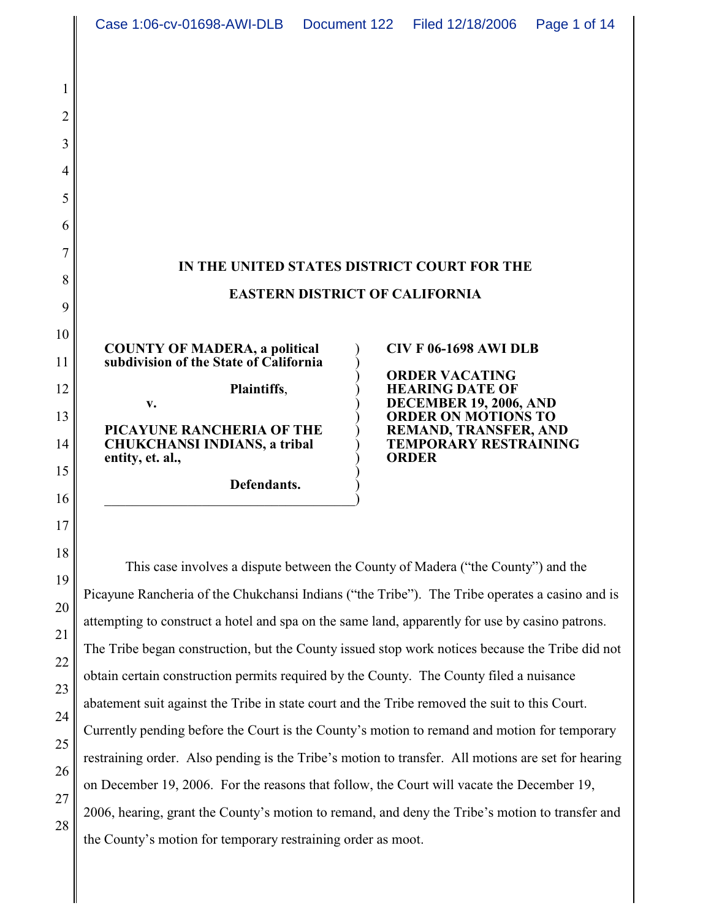# IN THE UNITED STATES DISTRICT COURT FOR THE EASTERN DISTRICT OF CALIFORNIA

**COUNTY OF MADERA, a political subdivision of the State of California**

**Plaintiffs**,

**v.**

**PICAYUNE RANCHERIA OF THE CHUKCHANSI INDIANS, a tribal entity, et. al.,**

**Defendants.**

**CIV F 06-1698 AWI DLB**

**ORDER VACATING HEARING DATE OF DECEMBER 19, 2006, AND ORDER ON MOTIONS TO REMAND, TRANSFER, AND TEMPORARY RESTRAINING ORDER**

This case involves a dispute between the County of Madera ("the County") and the Picayune Rancheria of the Chukchansi Indians ("the Tribe"). The Tribe operates a casino and is attempting to construct a hotel and spa on the same land, apparently for use by casino patrons. The Tribe began construction, but the County issued stop work notices because the Tribe did not obtain certain construction permits required by the County. The County filed a nuisance abatement suit against the Tribe in state court and the Tribe removed the suit to this Court. Currently pending before the Court is the County's motion to remand and motion for temporary restraining order. Also pending is the Tribe's motion to transfer. All motions are set for hearing on December 19, 2006. For the reasons that follow, the Court will vacate the December 19, 2006, hearing, grant the County's motion to remand, and deny the Tribe's motion to transfer and the County's motion for temporary restraining order as moot.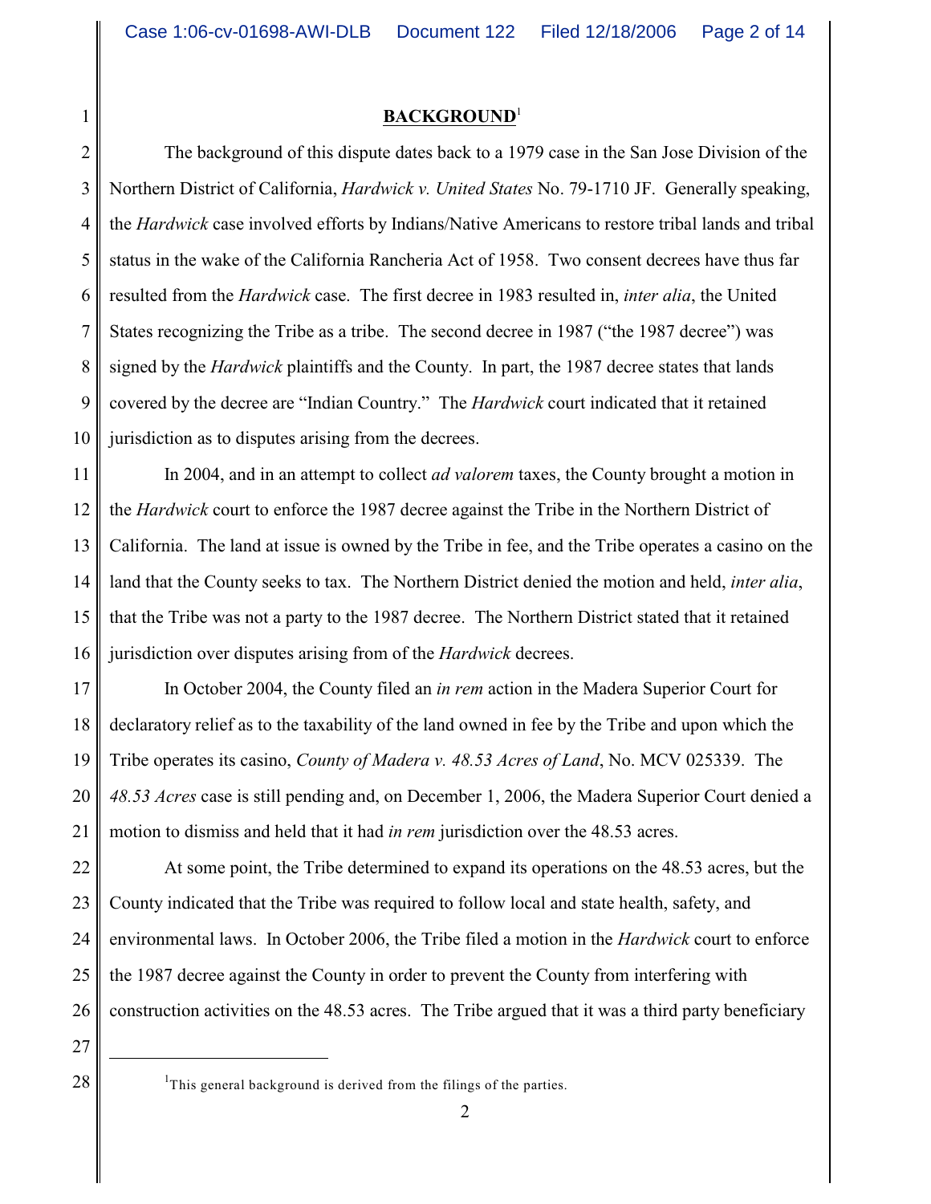## BACKGROUND[1]

The background of this dispute dates back to a 1979 case in the San Jose Division of the Northern District of California, *Hardwick v. United States* No. 79-1710 JF. Generally speaking, the *Hardwick* case involved efforts by Indians/Native Americans to restore tribal lands and tribal status in the wake of the California Rancheria Act of 1958. Two consent decrees have thus far resulted from the *Hardwick* case. The first decree in 1983 resulted in, *inter alia*, the United States recognizing the Tribe as a tribe. The second decree in 1987 ("the 1987 decree") was signed by the *Hardwick* plaintiffs and the County. In part, the 1987 decree states that lands covered by the decree are "Indian Country." The *Hardwick* court indicated that it retained jurisdiction as to disputes arising from the decrees.

In 2004, and in an attempt to collect *ad valorem* taxes, the County brought a motion in the *Hardwick* court to enforce the 1987 decree against the Tribe in the Northern District of California. The land at issue is owned by the Tribe in fee, and the Tribe operates a casino on the land that the County seeks to tax. The Northern District denied the motion and held, *inter alia*, that the Tribe was not a party to the 1987 decree. The Northern District stated that it retained jurisdiction over disputes arising from of the *Hardwick* decrees.

In October 2004, the County filed an *in rem* action in the Madera Superior Court for declaratory relief as to the taxability of the land owned in fee by the Tribe and upon which the Tribe operates its casino, *County of Madera v. 48.53 Acres of Land*, No. MCV 025339. The *48.53 Acres* case is still pending and, on December 1, 2006, the Madera Superior Court denied a motion to dismiss and held that it had *in rem* jurisdiction over the 48.53 acres.

At some point, the Tribe determined to expand its operations on the 48.53 acres, but the County indicated that the Tribe was required to follow local and state health, safety, and environmental laws. In October 2006, the Tribe filed a motion in the *Hardwick* court to enforce the 1987 decree against the County in order to prevent the County from interfering with construction activities on the 48.53 acres. The Tribe argued that it was a third party beneficiary

---

[1] This general background is derived from the filings of the parties.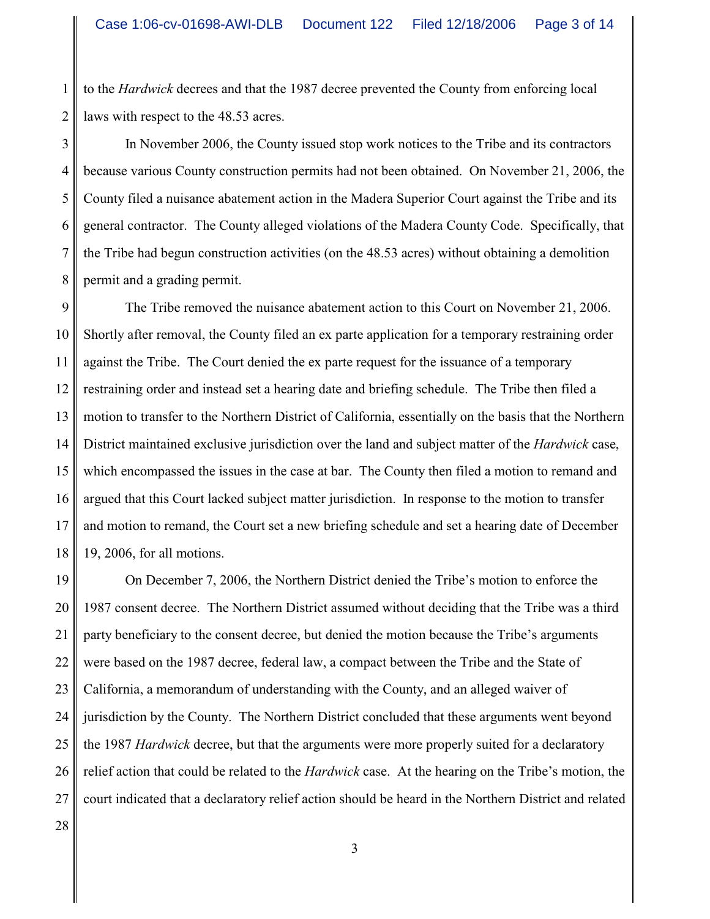to the *Hardwick* decrees and that the 1987 decree prevented the County from enforcing local laws with respect to the 48.53 acres.

In November 2006, the County issued stop work notices to the Tribe and its contractors because various County construction permits had not been obtained. On November 21, 2006, the County filed a nuisance abatement action in the Madera Superior Court against the Tribe and its general contractor. The County alleged violations of the Madera County Code. Specifically, that the Tribe had begun construction activities (on the 48.53 acres) without obtaining a demolition permit and a grading permit.

The Tribe removed the nuisance abatement action to this Court on November 21, 2006. Shortly after removal, the County filed an ex parte application for a temporary restraining order against the Tribe. The Court denied the ex parte request for the issuance of a temporary restraining order and instead set a hearing date and briefing schedule. The Tribe then filed a motion to transfer to the Northern District of California, essentially on the basis that the Northern District maintained exclusive jurisdiction over the land and subject matter of the *Hardwick* case, which encompassed the issues in the case at bar. The County then filed a motion to remand and argued that this Court lacked subject matter jurisdiction. In response to the motion to transfer and motion to remand, the Court set a new briefing schedule and set a hearing date of December 19, 2006, for all motions.

On December 7, 2006, the Northern District denied the Tribe's motion to enforce the 1987 consent decree. The Northern District assumed without deciding that the Tribe was a third party beneficiary to the consent decree, but denied the motion because the Tribe's arguments were based on the 1987 decree, federal law, a compact between the Tribe and the State of California, a memorandum of understanding with the County, and an alleged waiver of jurisdiction by the County. The Northern District concluded that these arguments went beyond the 1987 *Hardwick* decree, but that the arguments were more properly suited for a declaratory relief action that could be related to the *Hardwick* case. At the hearing on the Tribe's motion, the court indicated that a declaratory relief action should be heard in the Northern District and related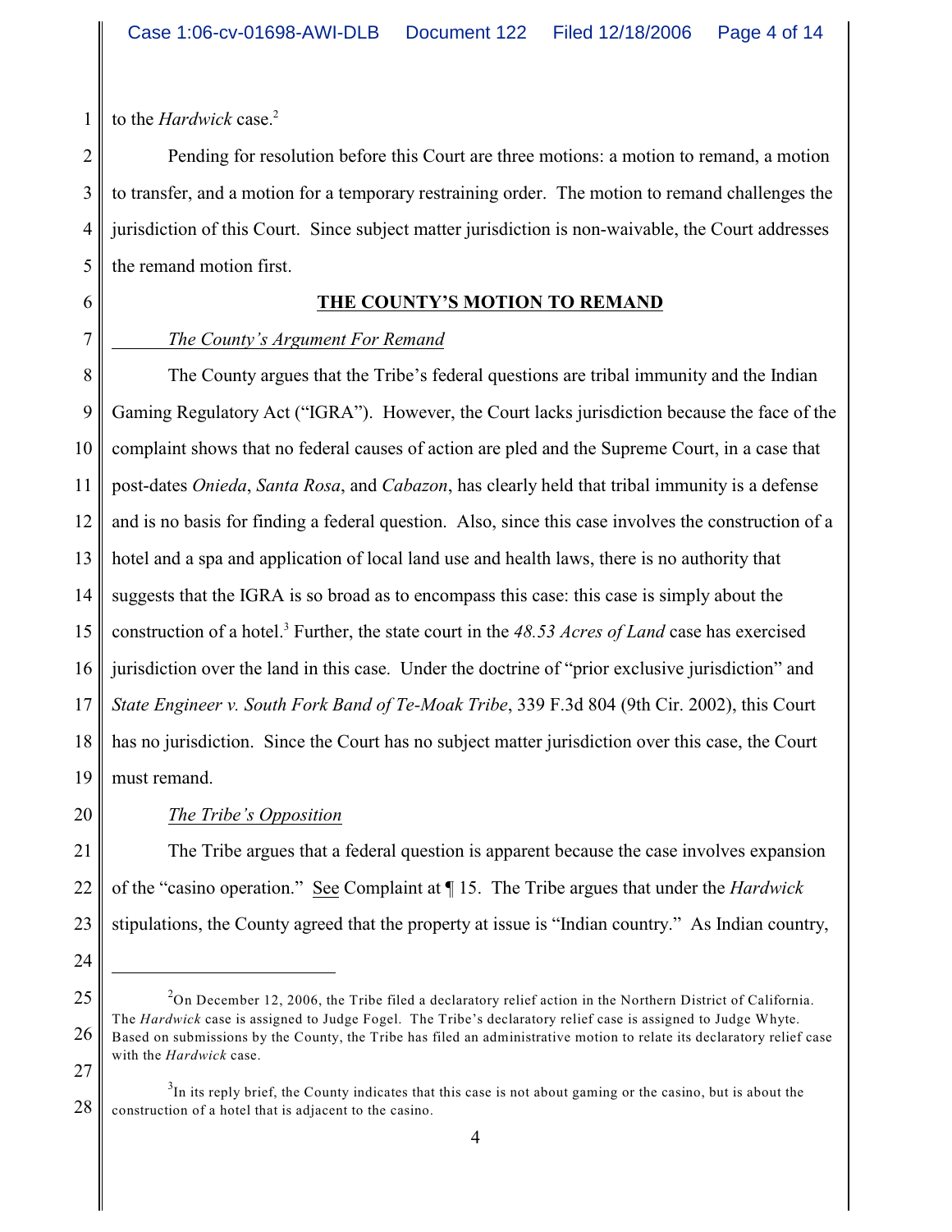to the *Hardwick* case.[2]

Pending for resolution before this Court are three motions: a motion to remand, a motion to transfer, and a motion for a temporary restraining order. The motion to remand challenges the jurisdiction of this Court. Since subject matter jurisdiction is non-waivable, the Court addresses the remand motion first.

## THE COUNTY'S MOTION TO REMAND

*The County's Argument For Remand*

The County argues that the Tribe's federal questions are tribal immunity and the Indian Gaming Regulatory Act ("IGRA"). However, the Court lacks jurisdiction because the face of the complaint shows that no federal causes of action are pled and the Supreme Court, in a case that post-dates *Onieda*, *Santa Rosa*, and *Cabazon*, has clearly held that tribal immunity is a defense and is no basis for finding a federal question. Also, since this case involves the construction of a hotel and a spa and application of local land use and health laws, there is no authority that suggests that the IGRA is so broad as to encompass this case: this case is simply about the construction of a hotel.[3] Further, the state court in the *48.53 Acres of Land* case has exercised jurisdiction over the land in this case. Under the doctrine of "prior exclusive jurisdiction" and *State Engineer v. South Fork Band of Te-Moak Tribe*, 339 F.3d 804 (9th Cir. 2002), this Court has no jurisdiction. Since the Court has no subject matter jurisdiction over this case, the Court must remand.

*The Tribe's Opposition*

The Tribe argues that a federal question is apparent because the case involves expansion of the "casino operation." See Complaint at ¶ 15. The Tribe argues that under the *Hardwick* stipulations, the County agreed that the property at issue is "Indian country." As Indian country,

---

[2] On December 12, 2006, the Tribe filed a declaratory relief action in the Northern District of California. The *Hardwick* case is assigned to Judge Fogel. The Tribe's declaratory relief case is assigned to Judge Whyte. Based on submissions by the County, the Tribe has filed an administrative motion to relate its declaratory relief case with the *Hardwick* case.

[3] In its reply brief, the County indicates that this case is not about gaming or the casino, but is about the construction of a hotel that is adjacent to the casino.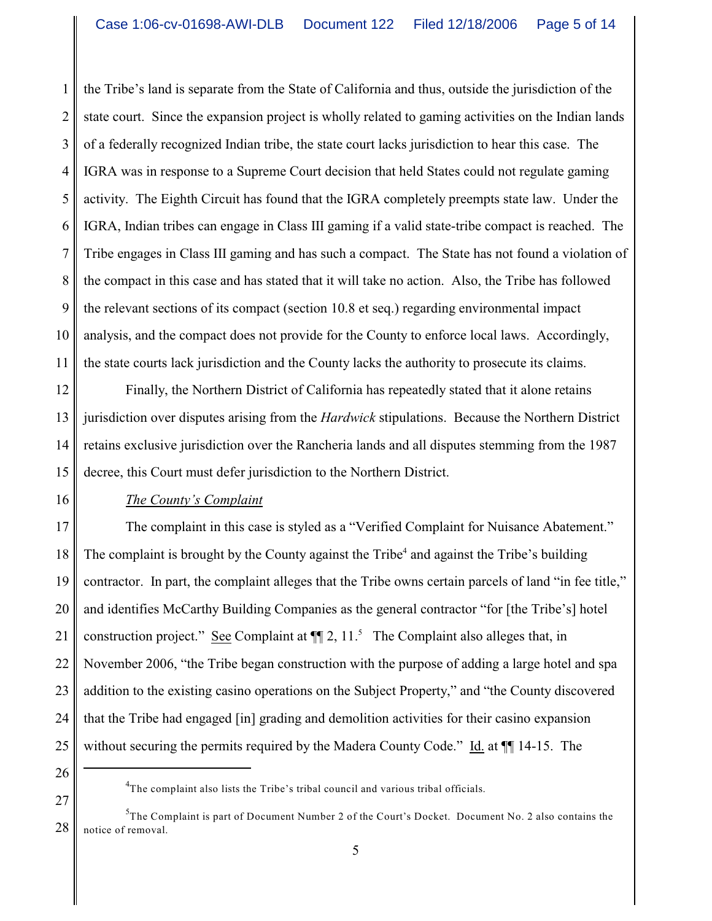the Tribe's land is separate from the State of California and thus, outside the jurisdiction of the state court. Since the expansion project is wholly related to gaming activities on the Indian lands of a federally recognized Indian tribe, the state court lacks jurisdiction to hear this case. The IGRA was in response to a Supreme Court decision that held States could not regulate gaming activity. The Eighth Circuit has found that the IGRA completely preempts state law. Under the IGRA, Indian tribes can engage in Class III gaming if a valid state-tribe compact is reached. The Tribe engages in Class III gaming and has such a compact. The State has not found a violation of the compact in this case and has stated that it will take no action. Also, the Tribe has followed the relevant sections of its compact (section 10.8 et seq.) regarding environmental impact analysis, and the compact does not provide for the County to enforce local laws. Accordingly, the state courts lack jurisdiction and the County lacks the authority to prosecute its claims.

Finally, the Northern District of California has repeatedly stated that it alone retains jurisdiction over disputes arising from the *Hardwick* stipulations. Because the Northern District retains exclusive jurisdiction over the Rancheria lands and all disputes stemming from the 1987 decree, this Court must defer jurisdiction to the Northern District.

*The County's Complaint*

The complaint in this case is styled as a "Verified Complaint for Nuisance Abatement." The complaint is brought by the County against the Tribe[4] and against the Tribe's building contractor. In part, the complaint alleges that the Tribe owns certain parcels of land "in fee title," and identifies McCarthy Building Companies as the general contractor "for [the Tribe's] hotel construction project." See Complaint at ¶¶ 2, 11.[5] The Complaint also alleges that, in November 2006, "the Tribe began construction with the purpose of adding a large hotel and spa addition to the existing casino operations on the Subject Property," and "the County discovered that the Tribe had engaged [in] grading and demolition activities for their casino expansion without securing the permits required by the Madera County Code." Id. at ¶¶ 14-15. The

---

[4] The complaint also lists the Tribe's tribal council and various tribal officials.

[5] The Complaint is part of Document Number 2 of the Court's Docket. Document No. 2 also contains the notice of removal.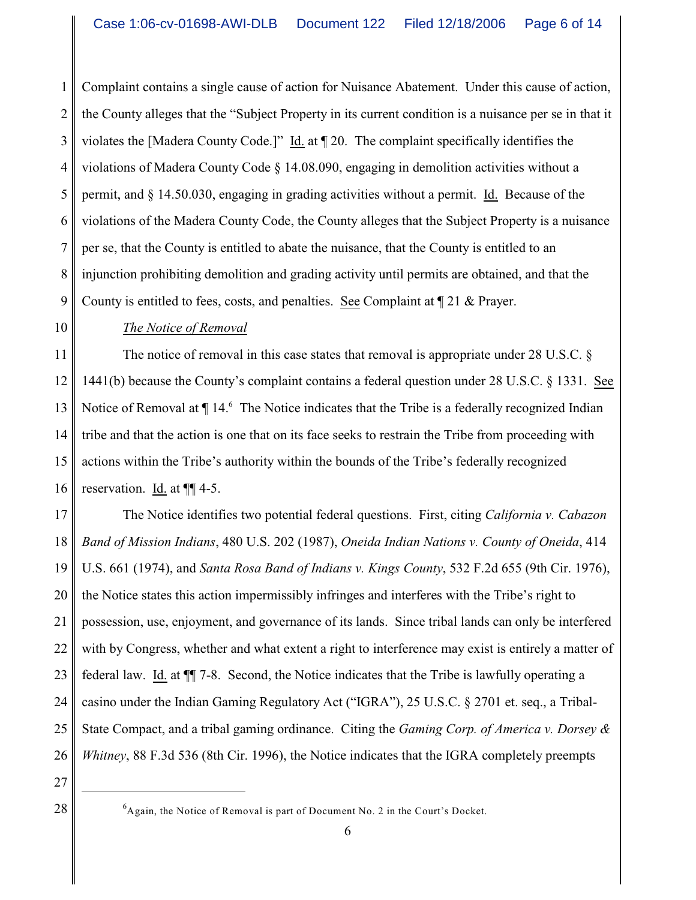Complaint contains a single cause of action for Nuisance Abatement. Under this cause of action, the County alleges that the "Subject Property in its current condition is a nuisance per se in that it violates the [Madera County Code.]" Id. at ¶ 20. The complaint specifically identifies the violations of Madera County Code § 14.08.090, engaging in demolition activities without a permit, and § 14.50.030, engaging in grading activities without a permit. Id. Because of the violations of the Madera County Code, the County alleges that the Subject Property is a nuisance per se, that the County is entitled to abate the nuisance, that the County is entitled to an injunction prohibiting demolition and grading activity until permits are obtained, and that the County is entitled to fees, costs, and penalties. See Complaint at ¶ 21 & Prayer.

*The Notice of Removal*

The notice of removal in this case states that removal is appropriate under 28 U.S.C. § 1441(b) because the County's complaint contains a federal question under 28 U.S.C. § 1331. See Notice of Removal at ¶ 14.[6] The Notice indicates that the Tribe is a federally recognized Indian tribe and that the action is one that on its face seeks to restrain the Tribe from proceeding with actions within the Tribe's authority within the bounds of the Tribe's federally recognized reservation. Id. at ¶¶ 4-5.

The Notice identifies two potential federal questions. First, citing *California v. Cabazon Band of Mission Indians*, 480 U.S. 202 (1987), *Oneida Indian Nations v. County of Oneida*, 414 U.S. 661 (1974), and *Santa Rosa Band of Indians v. Kings County*, 532 F.2d 655 (9th Cir. 1976), the Notice states this action impermissibly infringes and interferes with the Tribe's right to possession, use, enjoyment, and governance of its lands. Since tribal lands can only be interfered with by Congress, whether and what extent a right to interference may exist is entirely a matter of federal law. Id. at ¶¶ 7-8. Second, the Notice indicates that the Tribe is lawfully operating a casino under the Indian Gaming Regulatory Act ("IGRA"), 25 U.S.C. § 2701 et. seq., a Tribal-State Compact, and a tribal gaming ordinance. Citing the *Gaming Corp. of America v. Dorsey & Whitney*, 88 F.3d 536 (8th Cir. 1996), the Notice indicates that the IGRA completely preempts

---

[6] Again, the Notice of Removal is part of Document No. 2 in the Court's Docket.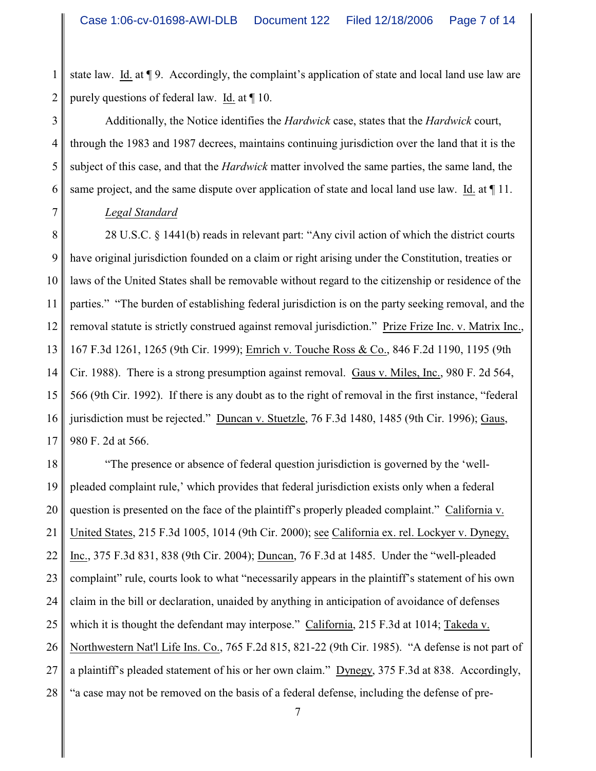state law. Id. at ¶ 9. Accordingly, the complaint's application of state and local land use law are purely questions of federal law. Id. at ¶ 10.

Additionally, the Notice identifies the *Hardwick* case, states that the *Hardwick* court, through the 1983 and 1987 decrees, maintains continuing jurisdiction over the land that it is the subject of this case, and that the *Hardwick* matter involved the same parties, the same land, the same project, and the same dispute over application of state and local land use law. Id. at ¶ 11.

*Legal Standard*

28 U.S.C. § 1441(b) reads in relevant part: "Any civil action of which the district courts have original jurisdiction founded on a claim or right arising under the Constitution, treaties or laws of the United States shall be removable without regard to the citizenship or residence of the parties." "The burden of establishing federal jurisdiction is on the party seeking removal, and the removal statute is strictly construed against removal jurisdiction." Prize Frize Inc. v. Matrix Inc., 167 F.3d 1261, 1265 (9th Cir. 1999); Emrich v. Touche Ross & Co., 846 F.2d 1190, 1195 (9th Cir. 1988). There is a strong presumption against removal. Gaus v. Miles, Inc., 980 F. 2d 564, 566 (9th Cir. 1992). If there is any doubt as to the right of removal in the first instance, "federal jurisdiction must be rejected." Duncan v. Stuetzle, 76 F.3d 1480, 1485 (9th Cir. 1996); Gaus, 980 F. 2d at 566.

"The presence or absence of federal question jurisdiction is governed by the 'well-pleaded complaint rule,' which provides that federal jurisdiction exists only when a federal question is presented on the face of the plaintiff's properly pleaded complaint." California v. United States, 215 F.3d 1005, 1014 (9th Cir. 2000); see California ex. rel. Lockyer v. Dynegy, Inc., 375 F.3d 831, 838 (9th Cir. 2004); Duncan, 76 F.3d at 1485. Under the "well-pleaded complaint" rule, courts look to what "necessarily appears in the plaintiff's statement of his own claim in the bill or declaration, unaided by anything in anticipation of avoidance of defenses which it is thought the defendant may interpose." California, 215 F.3d at 1014; Takeda v. Northwestern Nat'l Life Ins. Co., 765 F.2d 815, 821-22 (9th Cir. 1985). "A defense is not part of a plaintiff's pleaded statement of his or her own claim." Dynegy, 375 F.3d at 838. Accordingly, "a case may not be removed on the basis of a federal defense, including the defense of pre-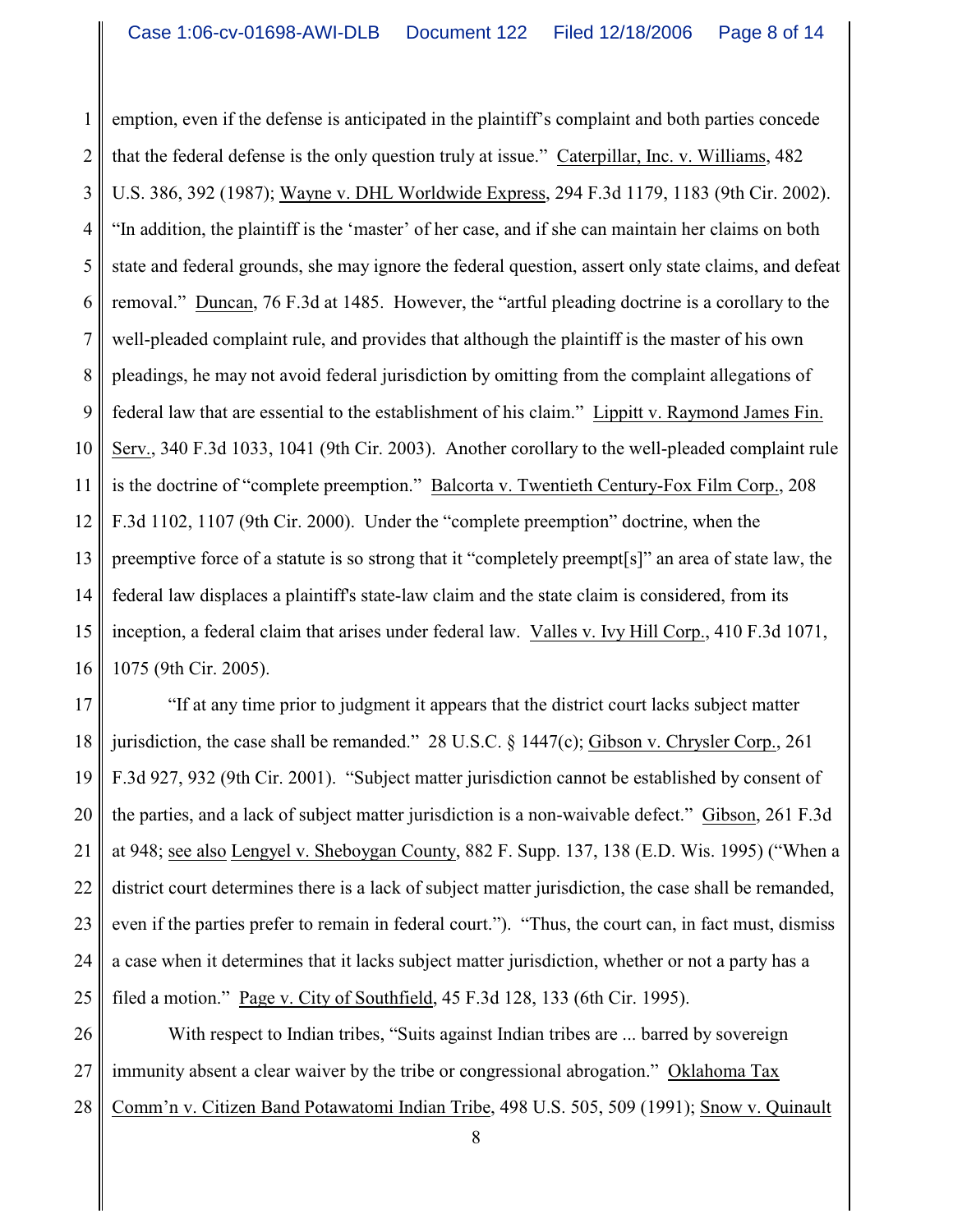emption, even if the defense is anticipated in the plaintiff's complaint and both parties concede that the federal defense is the only question truly at issue." Caterpillar, Inc. v. Williams, 482 U.S. 386, 392 (1987); Wayne v. DHL Worldwide Express, 294 F.3d 1179, 1183 (9th Cir. 2002). "In addition, the plaintiff is the 'master' of her case, and if she can maintain her claims on both state and federal grounds, she may ignore the federal question, assert only state claims, and defeat removal." Duncan, 76 F.3d at 1485. However, the "artful pleading doctrine is a corollary to the well-pleaded complaint rule, and provides that although the plaintiff is the master of his own pleadings, he may not avoid federal jurisdiction by omitting from the complaint allegations of federal law that are essential to the establishment of his claim." Lippitt v. Raymond James Fin. Serv., 340 F.3d 1033, 1041 (9th Cir. 2003). Another corollary to the well-pleaded complaint rule is the doctrine of "complete preemption." Balcorta v. Twentieth Century-Fox Film Corp., 208 F.3d 1102, 1107 (9th Cir. 2000). Under the "complete preemption" doctrine, when the preemptive force of a statute is so strong that it "completely preempt[s]" an area of state law, the federal law displaces a plaintiff's state-law claim and the state claim is considered, from its inception, a federal claim that arises under federal law. Valles v. Ivy Hill Corp., 410 F.3d 1071, 1075 (9th Cir. 2005).

"If at any time prior to judgment it appears that the district court lacks subject matter jurisdiction, the case shall be remanded." 28 U.S.C. § 1447(c); Gibson v. Chrysler Corp., 261 F.3d 927, 932 (9th Cir. 2001). "Subject matter jurisdiction cannot be established by consent of the parties, and a lack of subject matter jurisdiction is a non-waivable defect." Gibson, 261 F.3d at 948; see also Lengyel v. Sheboygan County, 882 F. Supp. 137, 138 (E.D. Wis. 1995) ("When a district court determines there is a lack of subject matter jurisdiction, the case shall be remanded, even if the parties prefer to remain in federal court."). "Thus, the court can, in fact must, dismiss a case when it determines that it lacks subject matter jurisdiction, whether or not a party has a filed a motion." Page v. City of Southfield, 45 F.3d 128, 133 (6th Cir. 1995).

With respect to Indian tribes, "Suits against Indian tribes are ... barred by sovereign immunity absent a clear waiver by the tribe or congressional abrogation." Oklahoma Tax Comm'n v. Citizen Band Potawatomi Indian Tribe, 498 U.S. 505, 509 (1991); Snow v. Quinault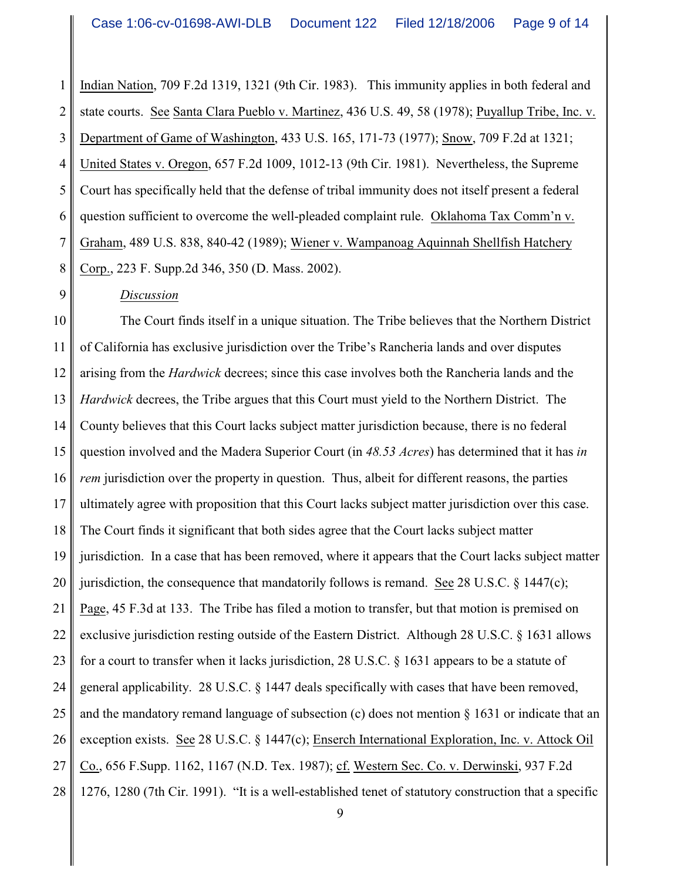Indian Nation, 709 F.2d 1319, 1321 (9th Cir. 1983). This immunity applies in both federal and state courts. See Santa Clara Pueblo v. Martinez, 436 U.S. 49, 58 (1978); Puyallup Tribe, Inc. v. Department of Game of Washington, 433 U.S. 165, 171-73 (1977); Snow, 709 F.2d at 1321; United States v. Oregon, 657 F.2d 1009, 1012-13 (9th Cir. 1981). Nevertheless, the Supreme Court has specifically held that the defense of tribal immunity does not itself present a federal question sufficient to overcome the well-pleaded complaint rule. Oklahoma Tax Comm'n v. Graham, 489 U.S. 838, 840-42 (1989); Wiener v. Wampanoag Aquinnah Shellfish Hatchery Corp., 223 F. Supp.2d 346, 350 (D. Mass. 2002).

*Discussion*

The Court finds itself in a unique situation. The Tribe believes that the Northern District of California has exclusive jurisdiction over the Tribe's Rancheria lands and over disputes arising from the *Hardwick* decrees; since this case involves both the Rancheria lands and the *Hardwick* decrees, the Tribe argues that this Court must yield to the Northern District. The County believes that this Court lacks subject matter jurisdiction because, there is no federal question involved and the Madera Superior Court (in *48.53 Acres*) has determined that it has *in rem* jurisdiction over the property in question. Thus, albeit for different reasons, the parties ultimately agree with proposition that this Court lacks subject matter jurisdiction over this case. The Court finds it significant that both sides agree that the Court lacks subject matter jurisdiction. In a case that has been removed, where it appears that the Court lacks subject matter jurisdiction, the consequence that mandatorily follows is remand. See 28 U.S.C. § 1447(c); Page, 45 F.3d at 133. The Tribe has filed a motion to transfer, but that motion is premised on exclusive jurisdiction resting outside of the Eastern District. Although 28 U.S.C. § 1631 allows for a court to transfer when it lacks jurisdiction, 28 U.S.C. § 1631 appears to be a statute of general applicability. 28 U.S.C. § 1447 deals specifically with cases that have been removed, and the mandatory remand language of subsection (c) does not mention § 1631 or indicate that an exception exists. See 28 U.S.C. § 1447(c); Enserch International Exploration, Inc. v. Attock Oil Co., 656 F.Supp. 1162, 1167 (N.D. Tex. 1987); cf. Western Sec. Co. v. Derwinski, 937 F.2d 1276, 1280 (7th Cir. 1991). "It is a well-established tenet of statutory construction that a specific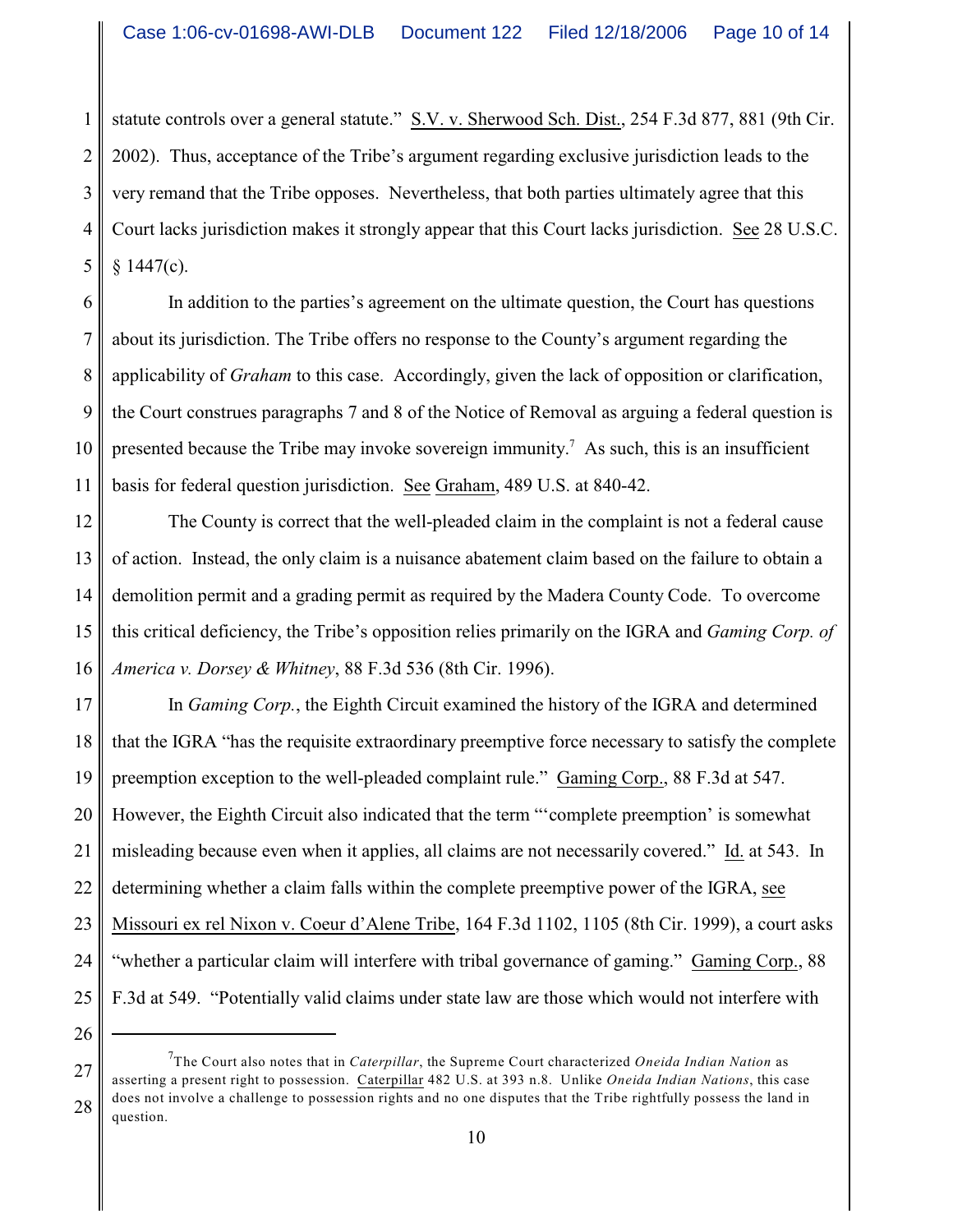statute controls over a general statute." S.V. v. Sherwood Sch. Dist., 254 F.3d 877, 881 (9th Cir. 2002). Thus, acceptance of the Tribe's argument regarding exclusive jurisdiction leads to the very remand that the Tribe opposes. Nevertheless, that both parties ultimately agree that this Court lacks jurisdiction makes it strongly appear that this Court lacks jurisdiction. See 28 U.S.C. § 1447(c).

In addition to the parties's agreement on the ultimate question, the Court has questions about its jurisdiction. The Tribe offers no response to the County's argument regarding the applicability of *Graham* to this case. Accordingly, given the lack of opposition or clarification, the Court construes paragraphs 7 and 8 of the Notice of Removal as arguing a federal question is presented because the Tribe may invoke sovereign immunity.[7] As such, this is an insufficient basis for federal question jurisdiction. See Graham, 489 U.S. at 840-42.

The County is correct that the well-pleaded claim in the complaint is not a federal cause of action. Instead, the only claim is a nuisance abatement claim based on the failure to obtain a demolition permit and a grading permit as required by the Madera County Code. To overcome this critical deficiency, the Tribe's opposition relies primarily on the IGRA and *Gaming Corp. of America v. Dorsey & Whitney*, 88 F.3d 536 (8th Cir. 1996).

In *Gaming Corp.*, the Eighth Circuit examined the history of the IGRA and determined that the IGRA "has the requisite extraordinary preemptive force necessary to satisfy the complete preemption exception to the well-pleaded complaint rule." Gaming Corp., 88 F.3d at 547. However, the Eighth Circuit also indicated that the term "'complete preemption' is somewhat misleading because even when it applies, all claims are not necessarily covered." Id. at 543. In determining whether a claim falls within the complete preemptive power of the IGRA, see Missouri ex rel Nixon v. Coeur d'Alene Tribe, 164 F.3d 1102, 1105 (8th Cir. 1999), a court asks "whether a particular claim will interfere with tribal governance of gaming." Gaming Corp., 88 F.3d at 549. "Potentially valid claims under state law are those which would not interfere with

---

[7] The Court also notes that in *Caterpillar*, the Supreme Court characterized *Oneida Indian Nation* as asserting a present right to possession. Caterpillar 482 U.S. at 393 n.8. Unlike *Oneida Indian Nations*, this case does not involve a challenge to possession rights and no one disputes that the Tribe rightfully possess the land in question.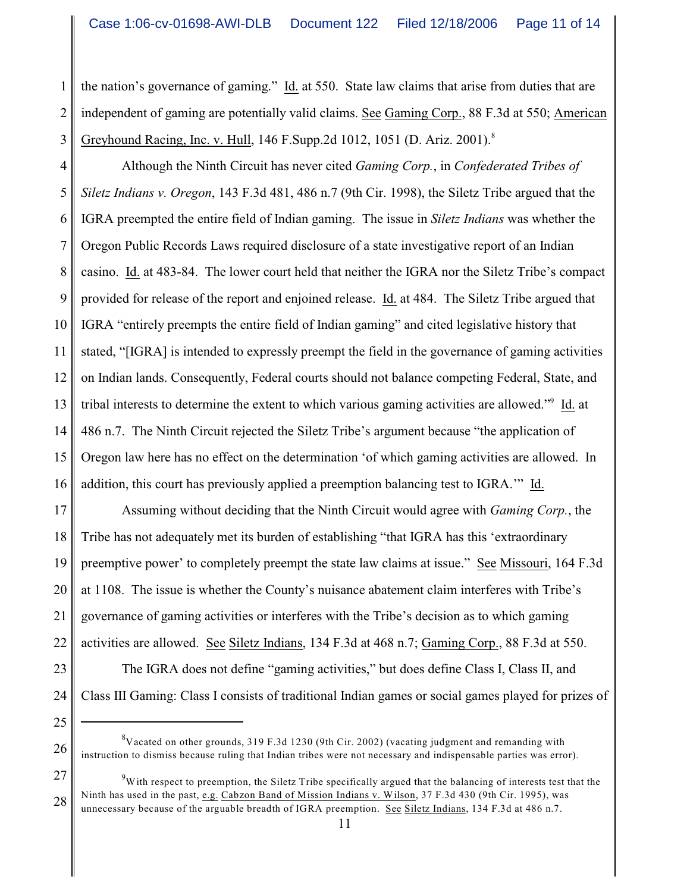the nation's governance of gaming." Id. at 550. State law claims that arise from duties that are independent of gaming are potentially valid claims. See Gaming Corp., 88 F.3d at 550; American Greyhound Racing, Inc. v. Hull, 146 F.Supp.2d 1012, 1051 (D. Ariz. 2001).[8]

Although the Ninth Circuit has never cited *Gaming Corp.*, in *Confederated Tribes of Siletz Indians v. Oregon*, 143 F.3d 481, 486 n.7 (9th Cir. 1998), the Siletz Tribe argued that the IGRA preempted the entire field of Indian gaming. The issue in *Siletz Indians* was whether the Oregon Public Records Laws required disclosure of a state investigative report of an Indian casino. Id. at 483-84. The lower court held that neither the IGRA nor the Siletz Tribe's compact provided for release of the report and enjoined release. Id. at 484. The Siletz Tribe argued that IGRA "entirely preempts the entire field of Indian gaming" and cited legislative history that stated, "[IGRA] is intended to expressly preempt the field in the governance of gaming activities on Indian lands. Consequently, Federal courts should not balance competing Federal, State, and tribal interests to determine the extent to which various gaming activities are allowed."[9] Id. at 486 n.7. The Ninth Circuit rejected the Siletz Tribe's argument because "the application of Oregon law here has no effect on the determination 'of which gaming activities are allowed. In addition, this court has previously applied a preemption balancing test to IGRA.'" Id.

Assuming without deciding that the Ninth Circuit would agree with *Gaming Corp.*, the Tribe has not adequately met its burden of establishing "that IGRA has this 'extraordinary preemptive power' to completely preempt the state law claims at issue." See Missouri, 164 F.3d at 1108. The issue is whether the County's nuisance abatement claim interferes with Tribe's governance of gaming activities or interferes with the Tribe's decision as to which gaming activities are allowed. See Siletz Indians, 134 F.3d at 468 n.7; Gaming Corp., 88 F.3d at 550.

The IGRA does not define "gaming activities," but does define Class I, Class II, and Class III Gaming: Class I consists of traditional Indian games or social games played for prizes of

---

[8] Vacated on other grounds, 319 F.3d 1230 (9th Cir. 2002) (vacating judgment and remanding with instruction to dismiss because ruling that Indian tribes were not necessary and indispensable parties was error).

[9] With respect to preemption, the Siletz Tribe specifically argued that the balancing of interests test that the Ninth has used in the past, e.g. Cabzon Band of Mission Indians v. Wilson, 37 F.3d 430 (9th Cir. 1995), was unnecessary because of the arguable breadth of IGRA preemption. See Siletz Indians, 134 F.3d at 486 n.7.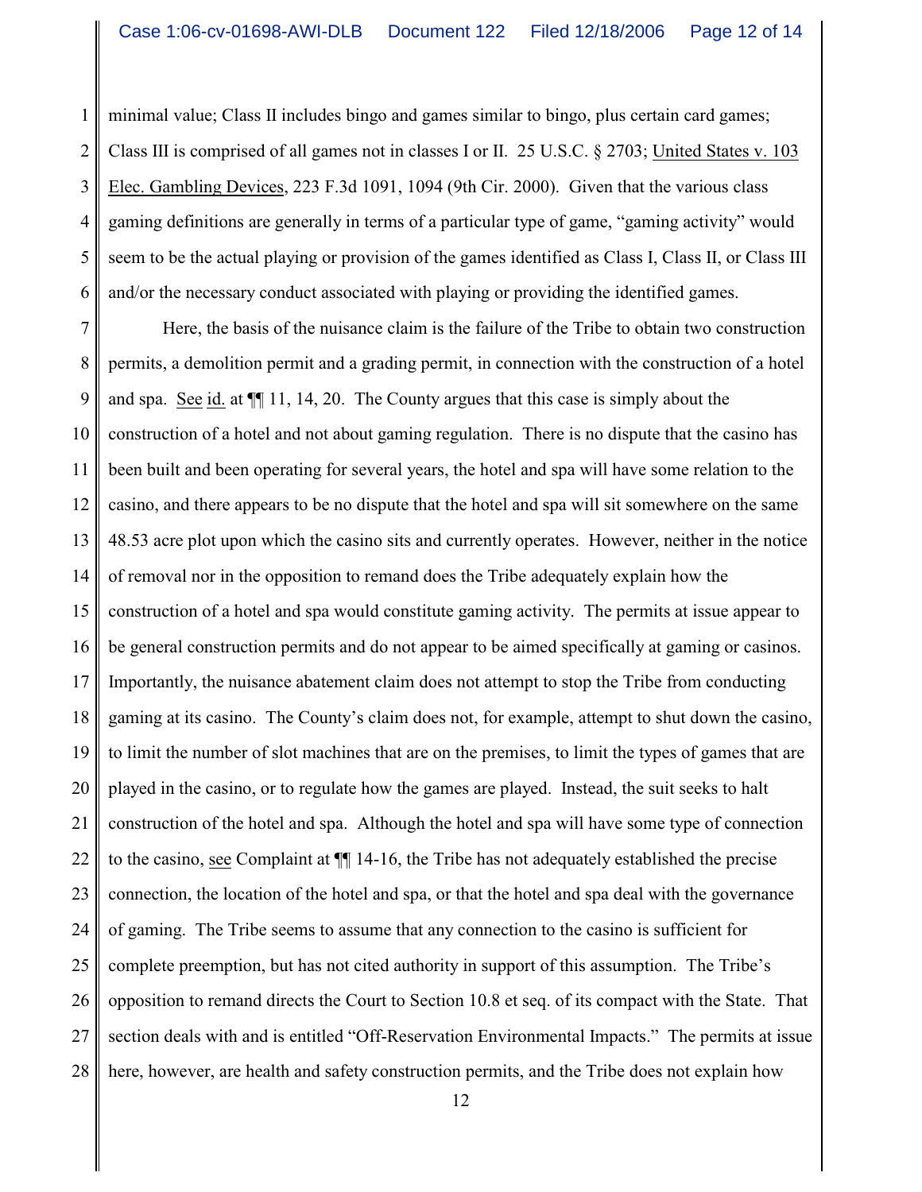minimal value; Class II includes bingo and games similar to bingo, plus certain card games; Class III is comprised of all games not in classes I or II. 25 U.S.C. § 2703; United States v. 103 Elec. Gambling Devices, 223 F.3d 1091, 1094 (9th Cir. 2000). Given that the various class gaming definitions are generally in terms of a particular type of game, "gaming activity" would seem to be the actual playing or provision of the games identified as Class I, Class II, or Class III and/or the necessary conduct associated with playing or providing the identified games.

Here, the basis of the nuisance claim is the failure of the Tribe to obtain two construction permits, a demolition permit and a grading permit, in connection with the construction of a hotel and spa. See id. at ¶¶ 11, 14, 20. The County argues that this case is simply about the construction of a hotel and not about gaming regulation. There is no dispute that the casino has been built and been operating for several years, the hotel and spa will have some relation to the casino, and there appears to be no dispute that the hotel and spa will sit somewhere on the same 48.53 acre plot upon which the casino sits and currently operates. However, neither in the notice of removal nor in the opposition to remand does the Tribe adequately explain how the construction of a hotel and spa would constitute gaming activity. The permits at issue appear to be general construction permits and do not appear to be aimed specifically at gaming or casinos. Importantly, the nuisance abatement claim does not attempt to stop the Tribe from conducting gaming at its casino. The County's claim does not, for example, attempt to shut down the casino, to limit the number of slot machines that are on the premises, to limit the types of games that are played in the casino, or to regulate how the games are played. Instead, the suit seeks to halt construction of the hotel and spa. Although the hotel and spa will have some type of connection to the casino, see Complaint at ¶¶ 14-16, the Tribe has not adequately established the precise connection, the location of the hotel and spa, or that the hotel and spa deal with the governance of gaming. The Tribe seems to assume that any connection to the casino is sufficient for complete preemption, but has not cited authority in support of this assumption. The Tribe's opposition to remand directs the Court to Section 10.8 et seq. of its compact with the State. That section deals with and is entitled "Off-Reservation Environmental Impacts." The permits at issue here, however, are health and safety construction permits, and the Tribe does not explain how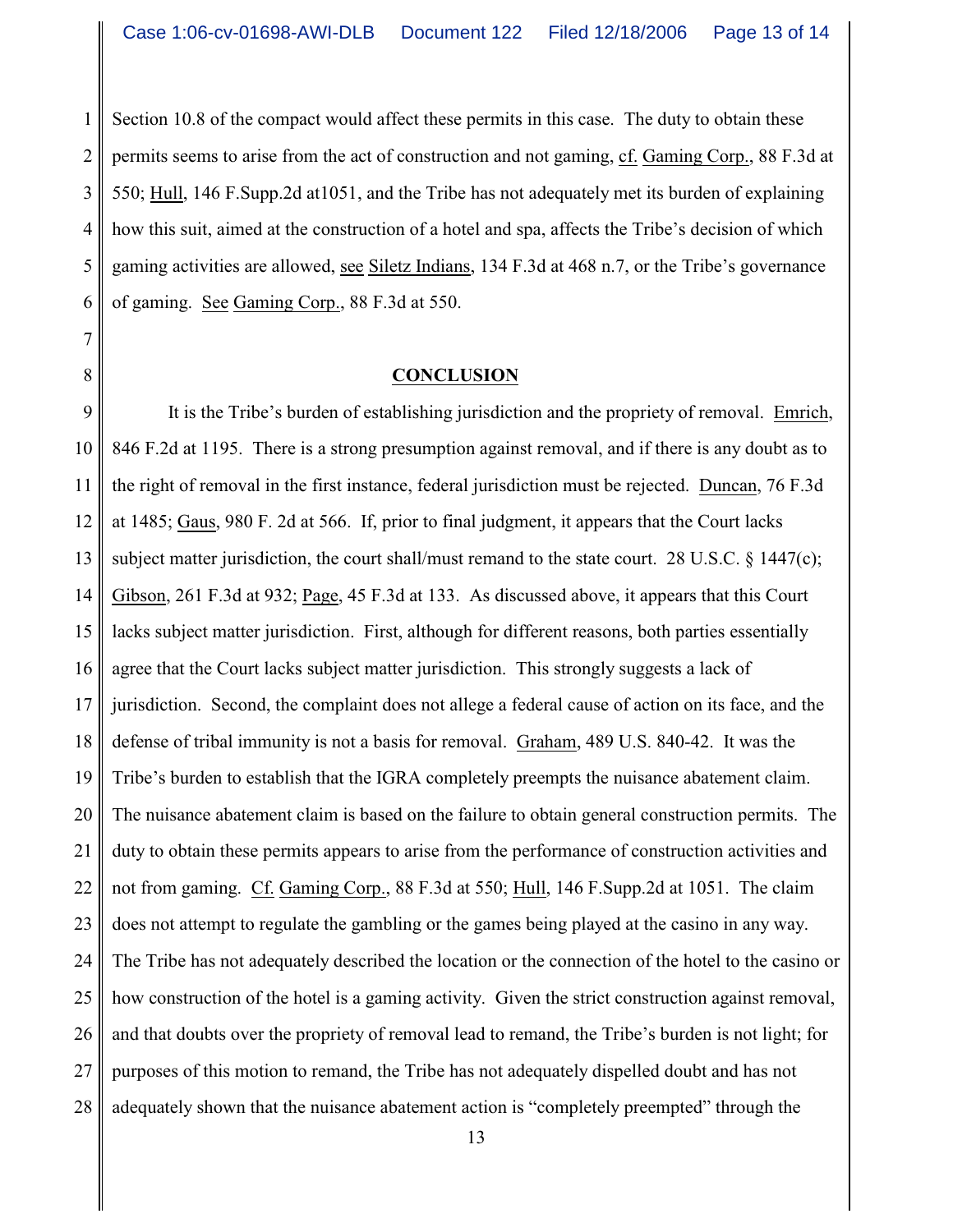Section 10.8 of the compact would affect these permits in this case. The duty to obtain these permits seems to arise from the act of construction and not gaming, cf. Gaming Corp., 88 F.3d at 550; Hull, 146 F.Supp.2d at1051, and the Tribe has not adequately met its burden of explaining how this suit, aimed at the construction of a hotel and spa, affects the Tribe's decision of which gaming activities are allowed, see Siletz Indians, 134 F.3d at 468 n.7, or the Tribe's governance of gaming. See Gaming Corp., 88 F.3d at 550.

## CONCLUSION

It is the Tribe's burden of establishing jurisdiction and the propriety of removal. Emrich, 846 F.2d at 1195. There is a strong presumption against removal, and if there is any doubt as to the right of removal in the first instance, federal jurisdiction must be rejected. Duncan, 76 F.3d at 1485; Gaus, 980 F. 2d at 566. If, prior to final judgment, it appears that the Court lacks subject matter jurisdiction, the court shall/must remand to the state court. 28 U.S.C. § 1447(c); Gibson, 261 F.3d at 932; Page, 45 F.3d at 133. As discussed above, it appears that this Court lacks subject matter jurisdiction. First, although for different reasons, both parties essentially agree that the Court lacks subject matter jurisdiction. This strongly suggests a lack of jurisdiction. Second, the complaint does not allege a federal cause of action on its face, and the defense of tribal immunity is not a basis for removal. Graham, 489 U.S. 840-42. It was the Tribe's burden to establish that the IGRA completely preempts the nuisance abatement claim. The nuisance abatement claim is based on the failure to obtain general construction permits. The duty to obtain these permits appears to arise from the performance of construction activities and not from gaming. Cf. Gaming Corp., 88 F.3d at 550; Hull, 146 F.Supp.2d at 1051. The claim does not attempt to regulate the gambling or the games being played at the casino in any way. The Tribe has not adequately described the location or the connection of the hotel to the casino or how construction of the hotel is a gaming activity. Given the strict construction against removal, and that doubts over the propriety of removal lead to remand, the Tribe's burden is not light; for purposes of this motion to remand, the Tribe has not adequately dispelled doubt and has not adequately shown that the nuisance abatement action is "completely preempted" through the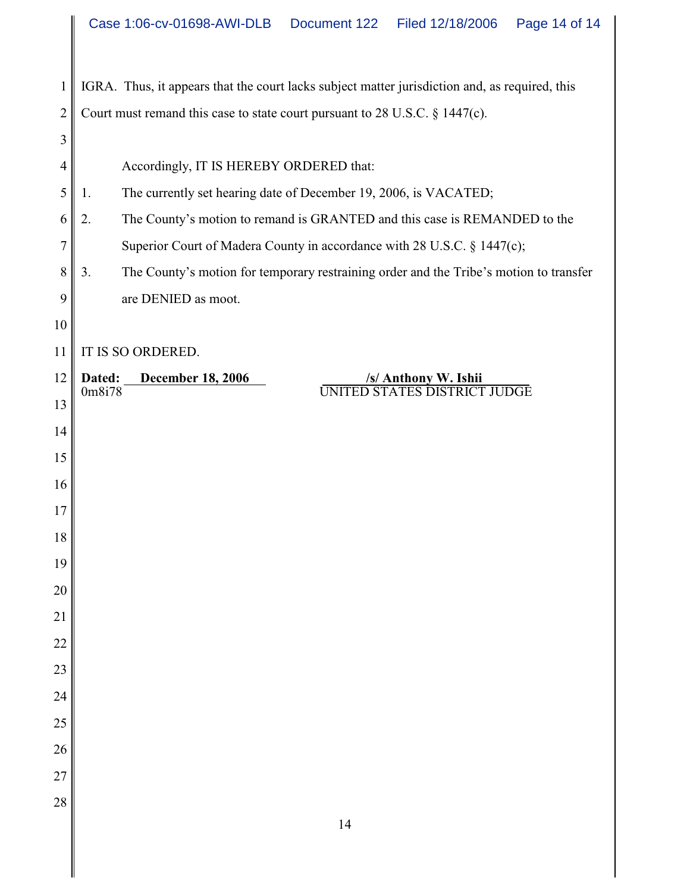IGRA. Thus, it appears that the court lacks subject matter jurisdiction and, as required, this Court must remand this case to state court pursuant to 28 U.S.C. § 1447(c).

Accordingly, IT IS HEREBY ORDERED that:

1. The currently set hearing date of December 19, 2006, is VACATED;
2. The County's motion to remand is GRANTED and this case is REMANDED to the Superior Court of Madera County in accordance with 28 U.S.C. § 1447(c);
3. The County's motion for temporary restraining order and the Tribe's motion to transfer are DENIED as moot.

IT IS SO ORDERED.

**Dated: December 18, 2006**
0m8i78

**/s/ Anthony W. Ishii**
UNITED STATES DISTRICT JUDGE